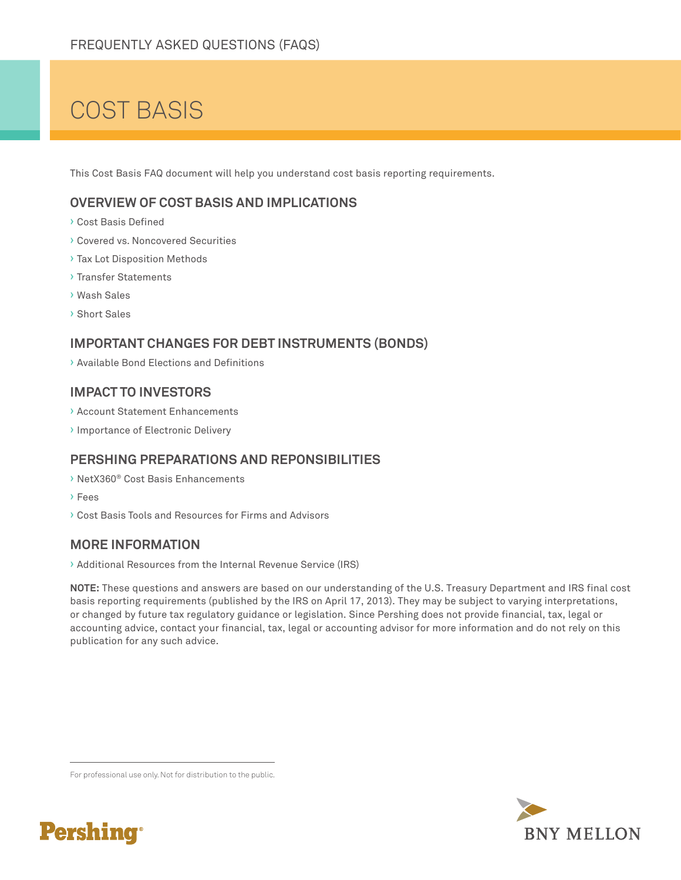FREQUENTLY ASKED QUESTIONS (FAQS)

# COST BASIS

This Cost Basis FAQ document will help you understand cost basis reporting requirements.

## OVERVIEW OF COST BASIS AND IMPLICATIONS

- Cost Basis Defined
- Covered vs. Noncovered Securities
- Tax Lot Disposition Methods
- Transfer Statements
- Wash Sales
- Short Sales

## IMPORTANT CHANGES FOR DEBT INSTRUMENTS (BONDS)

- Available Bond Elections and Definitions

## IMPACT TO INVESTORS

- Account Statement Enhancements
- Importance of Electronic Delivery

## PERSHING PREPARATIONS AND REPONSIBILITIES

- NetX360® Cost Basis Enhancements
- Fees
- Cost Basis Tools and Resources for Firms and Advisors

## MORE INFORMATION

- Additional Resources from the Internal Revenue Service (IRS)

**NOTE:** These questions and answers are based on our understanding of the U.S. Treasury Department and IRS final cost basis reporting requirements (published by the IRS on April 17, 2013). They may be subject to varying interpretations, or changed by future tax regulatory guidance or legislation. Since Pershing does not provide financial, tax, legal or accounting advice, contact your financial, tax, legal or accounting advisor for more information and do not rely on this publication for any such advice.

For professional use only. Not for distribution to the public.

Pershing®

BNY MELLON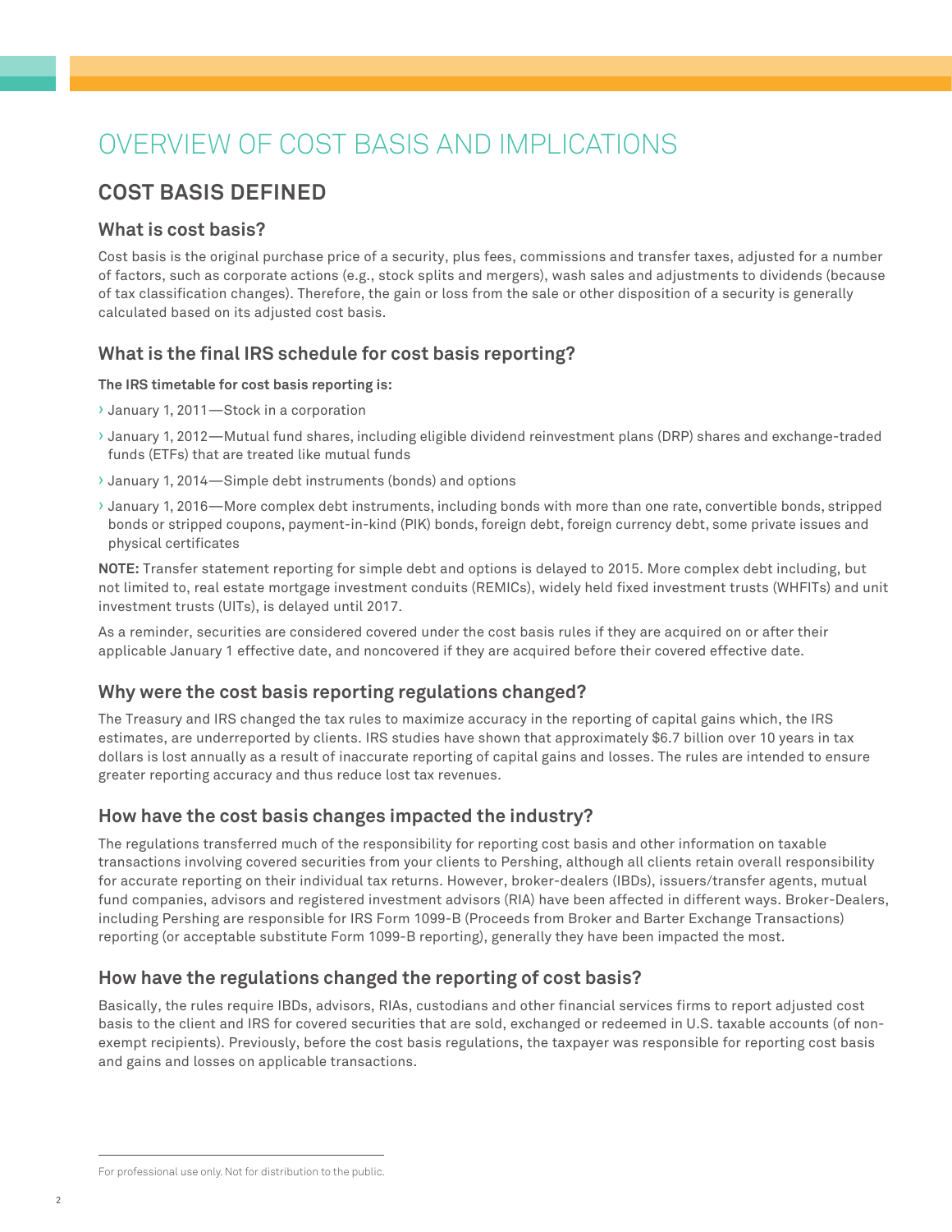# OVERVIEW OF COST BASIS AND IMPLICATIONS

## COST BASIS DEFINED

### What is cost basis?

Cost basis is the original purchase price of a security, plus fees, commissions and transfer taxes, adjusted for a number of factors, such as corporate actions (e.g., stock splits and mergers), wash sales and adjustments to dividends (because of tax classification changes). Therefore, the gain or loss from the sale or other disposition of a security is generally calculated based on its adjusted cost basis.

### What is the final IRS schedule for cost basis reporting?

**The IRS timetable for cost basis reporting is:**

- January 1, 2011—Stock in a corporation
- January 1, 2012—Mutual fund shares, including eligible dividend reinvestment plans (DRP) shares and exchange-traded funds (ETFs) that are treated like mutual funds
- January 1, 2014—Simple debt instruments (bonds) and options
- January 1, 2016—More complex debt instruments, including bonds with more than one rate, convertible bonds, stripped bonds or stripped coupons, payment-in-kind (PIK) bonds, foreign debt, foreign currency debt, some private issues and physical certificates

**NOTE:** Transfer statement reporting for simple debt and options is delayed to 2015. More complex debt including, but not limited to, real estate mortgage investment conduits (REMICs), widely held fixed investment trusts (WHFITs) and unit investment trusts (UITs), is delayed until 2017.

As a reminder, securities are considered covered under the cost basis rules if they are acquired on or after their applicable January 1 effective date, and noncovered if they are acquired before their covered effective date.

### Why were the cost basis reporting regulations changed?

The Treasury and IRS changed the tax rules to maximize accuracy in the reporting of capital gains which, the IRS estimates, are underreported by clients. IRS studies have shown that approximately $6.7 billion over 10 years in tax dollars is lost annually as a result of inaccurate reporting of capital gains and losses. The rules are intended to ensure greater reporting accuracy and thus reduce lost tax revenues.

### How have the cost basis changes impacted the industry?

The regulations transferred much of the responsibility for reporting cost basis and other information on taxable transactions involving covered securities from your clients to Pershing, although all clients retain overall responsibility for accurate reporting on their individual tax returns. However, broker-dealers (IBDs), issuers/transfer agents, mutual fund companies, advisors and registered investment advisors (RIA) have been affected in different ways. Broker-Dealers, including Pershing are responsible for IRS Form 1099-B (Proceeds from Broker and Barter Exchange Transactions) reporting (or acceptable substitute Form 1099-B reporting), generally they have been impacted the most.

### How have the regulations changed the reporting of cost basis?

Basically, the rules require IBDs, advisors, RIAs, custodians and other financial services firms to report adjusted cost basis to the client and IRS for covered securities that are sold, exchanged or redeemed in U.S. taxable accounts (of non-exempt recipients). Previously, before the cost basis regulations, the taxpayer was responsible for reporting cost basis and gains and losses on applicable transactions.

For professional use only. Not for distribution to the public.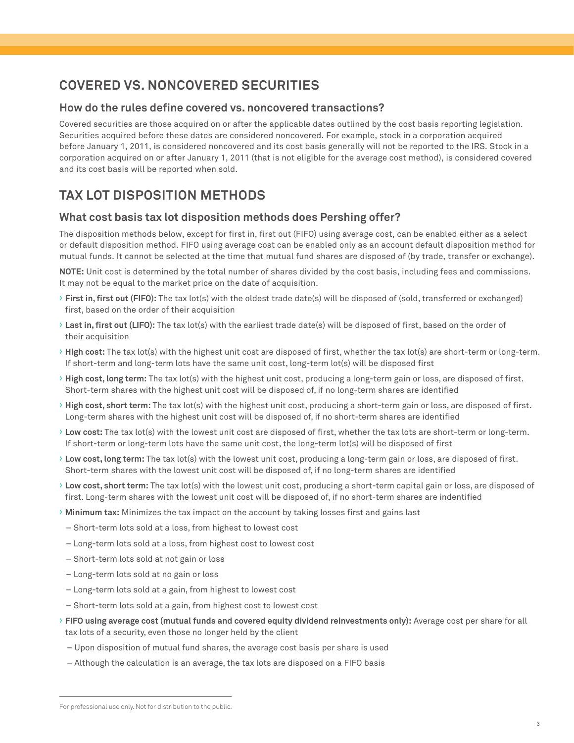## COVERED VS. NONCOVERED SECURITIES

### How do the rules define covered vs. noncovered transactions?

Covered securities are those acquired on or after the applicable dates outlined by the cost basis reporting legislation. Securities acquired before these dates are considered noncovered. For example, stock in a corporation acquired before January 1, 2011, is considered noncovered and its cost basis generally will not be reported to the IRS. Stock in a corporation acquired on or after January 1, 2011 (that is not eligible for the average cost method), is considered covered and its cost basis will be reported when sold.

## TAX LOT DISPOSITION METHODS

### What cost basis tax lot disposition methods does Pershing offer?

The disposition methods below, except for first in, first out (FIFO) using average cost, can be enabled either as a select or default disposition method. FIFO using average cost can be enabled only as an account default disposition method for mutual funds. It cannot be selected at the time that mutual fund shares are disposed of (by trade, transfer or exchange).

**NOTE:** Unit cost is determined by the total number of shares divided by the cost basis, including fees and commissions. It may not be equal to the market price on the date of acquisition.

- **First in, first out (FIFO):** The tax lot(s) with the oldest trade date(s) will be disposed of (sold, transferred or exchanged) first, based on the order of their acquisition
- **Last in, first out (LIFO):** The tax lot(s) with the earliest trade date(s) will be disposed of first, based on the order of their acquisition
- **High cost:** The tax lot(s) with the highest unit cost are disposed of first, whether the tax lot(s) are short-term or long-term. If short-term and long-term lots have the same unit cost, long-term lot(s) will be disposed first
- **High cost, long term:** The tax lot(s) with the highest unit cost, producing a long-term gain or loss, are disposed of first. Short-term shares with the highest unit cost will be disposed of, if no long-term shares are identified
- **High cost, short term:** The tax lot(s) with the highest unit cost, producing a short-term gain or loss, are disposed of first. Long-term shares with the highest unit cost will be disposed of, if no short-term shares are identified
- **Low cost:** The tax lot(s) with the lowest unit cost are disposed of first, whether the tax lots are short-term or long-term. If short-term or long-term lots have the same unit cost, the long-term lot(s) will be disposed of first
- **Low cost, long term:** The tax lot(s) with the lowest unit cost, producing a long-term gain or loss, are disposed of first. Short-term shares with the lowest unit cost will be disposed of, if no long-term shares are identified
- **Low cost, short term:** The tax lot(s) with the lowest unit cost, producing a short-term capital gain or loss, are disposed of first. Long-term shares with the lowest unit cost will be disposed of, if no short-term shares are indentified
- **Minimum tax:** Minimizes the tax impact on the account by taking losses first and gains last
  - Short-term lots sold at a loss, from highest to lowest cost
  - Long-term lots sold at a loss, from highest cost to lowest cost
  - Short-term lots sold at not gain or loss
  - Long-term lots sold at no gain or loss
  - Long-term lots sold at a gain, from highest to lowest cost
  - Short-term lots sold at a gain, from highest cost to lowest cost
- **FIFO using average cost (mutual funds and covered equity dividend reinvestments only):** Average cost per share for all tax lots of a security, even those no longer held by the client
  - Upon disposition of mutual fund shares, the average cost basis per share is used
  - Although the calculation is an average, the tax lots are disposed on a FIFO basis

For professional use only. Not for distribution to the public.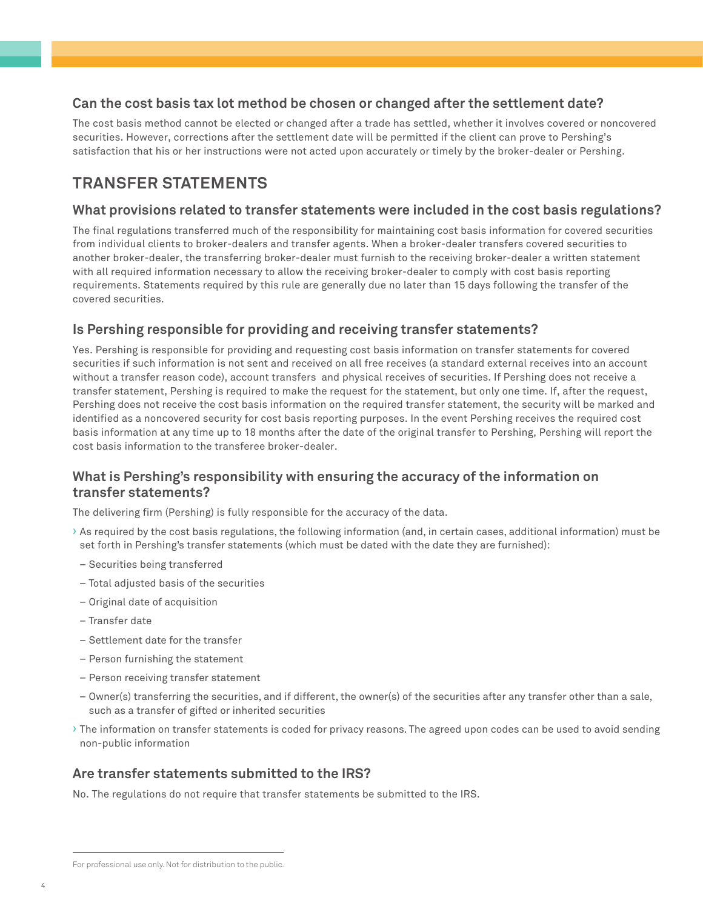### Can the cost basis tax lot method be chosen or changed after the settlement date?

The cost basis method cannot be elected or changed after a trade has settled, whether it involves covered or noncovered securities. However, corrections after the settlement date will be permitted if the client can prove to Pershing's satisfaction that his or her instructions were not acted upon accurately or timely by the broker-dealer or Pershing.

## TRANSFER STATEMENTS

### What provisions related to transfer statements were included in the cost basis regulations?

The final regulations transferred much of the responsibility for maintaining cost basis information for covered securities from individual clients to broker-dealers and transfer agents. When a broker-dealer transfers covered securities to another broker-dealer, the transferring broker-dealer must furnish to the receiving broker-dealer a written statement with all required information necessary to allow the receiving broker-dealer to comply with cost basis reporting requirements. Statements required by this rule are generally due no later than 15 days following the transfer of the covered securities.

### Is Pershing responsible for providing and receiving transfer statements?

Yes. Pershing is responsible for providing and requesting cost basis information on transfer statements for covered securities if such information is not sent and received on all free receives (a standard external receives into an account without a transfer reason code), account transfers and physical receives of securities. If Pershing does not receive a transfer statement, Pershing is required to make the request for the statement, but only one time. If, after the request, Pershing does not receive the cost basis information on the required transfer statement, the security will be marked and identified as a noncovered security for cost basis reporting purposes. In the event Pershing receives the required cost basis information at any time up to 18 months after the date of the original transfer to Pershing, Pershing will report the cost basis information to the transferee broker-dealer.

### What is Pershing's responsibility with ensuring the accuracy of the information on transfer statements?

The delivering firm (Pershing) is fully responsible for the accuracy of the data.

- As required by the cost basis regulations, the following information (and, in certain cases, additional information) must be set forth in Pershing's transfer statements (which must be dated with the date they are furnished):
  - Securities being transferred
  - Total adjusted basis of the securities
  - Original date of acquisition
  - Transfer date
  - Settlement date for the transfer
  - Person furnishing the statement
  - Person receiving transfer statement
  - Owner(s) transferring the securities, and if different, the owner(s) of the securities after any transfer other than a sale, such as a transfer of gifted or inherited securities
- The information on transfer statements is coded for privacy reasons. The agreed upon codes can be used to avoid sending non-public information

### Are transfer statements submitted to the IRS?

No. The regulations do not require that transfer statements be submitted to the IRS.

For professional use only. Not for distribution to the public.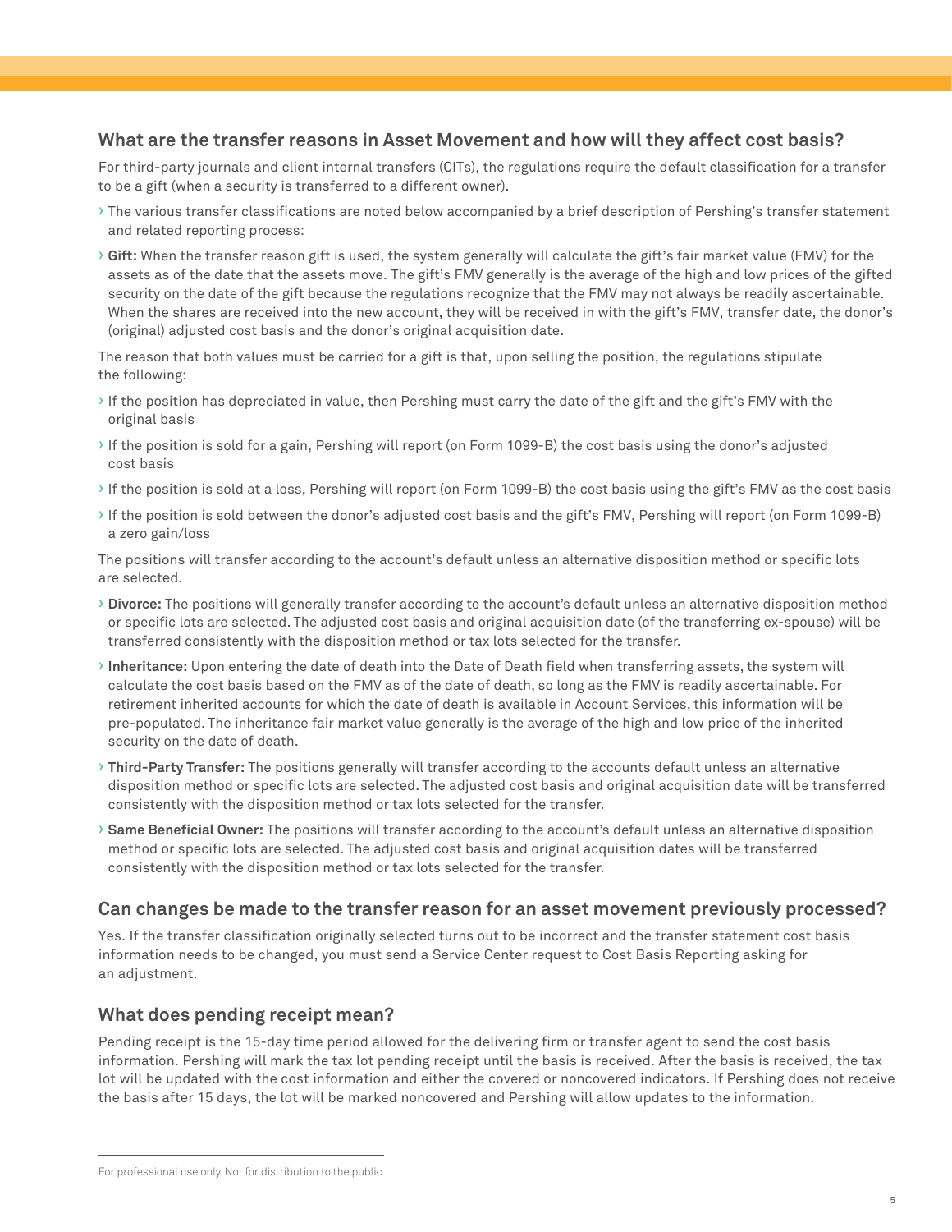## What are the transfer reasons in Asset Movement and how will they affect cost basis?

For third-party journals and client internal transfers (CITs), the regulations require the default classification for a transfer to be a gift (when a security is transferred to a different owner).

- The various transfer classifications are noted below accompanied by a brief description of Pershing's transfer statement and related reporting process:
- **Gift:** When the transfer reason gift is used, the system generally will calculate the gift's fair market value (FMV) for the assets as of the date that the assets move. The gift's FMV generally is the average of the high and low prices of the gifted security on the date of the gift because the regulations recognize that the FMV may not always be readily ascertainable. When the shares are received into the new account, they will be received in with the gift's FMV, transfer date, the donor's (original) adjusted cost basis and the donor's original acquisition date.

The reason that both values must be carried for a gift is that, upon selling the position, the regulations stipulate the following:

- If the position has depreciated in value, then Pershing must carry the date of the gift and the gift's FMV with the original basis
- If the position is sold for a gain, Pershing will report (on Form 1099-B) the cost basis using the donor's adjusted cost basis
- If the position is sold at a loss, Pershing will report (on Form 1099-B) the cost basis using the gift's FMV as the cost basis
- If the position is sold between the donor's adjusted cost basis and the gift's FMV, Pershing will report (on Form 1099-B) a zero gain/loss

The positions will transfer according to the account's default unless an alternative disposition method or specific lots are selected.

- **Divorce:** The positions will generally transfer according to the account's default unless an alternative disposition method or specific lots are selected. The adjusted cost basis and original acquisition date (of the transferring ex-spouse) will be transferred consistently with the disposition method or tax lots selected for the transfer.
- **Inheritance:** Upon entering the date of death into the Date of Death field when transferring assets, the system will calculate the cost basis based on the FMV as of the date of death, so long as the FMV is readily ascertainable. For retirement inherited accounts for which the date of death is available in Account Services, this information will be pre-populated. The inheritance fair market value generally is the average of the high and low price of the inherited security on the date of death.
- **Third-Party Transfer:** The positions generally will transfer according to the accounts default unless an alternative disposition method or specific lots are selected. The adjusted cost basis and original acquisition date will be transferred consistently with the disposition method or tax lots selected for the transfer.
- **Same Beneficial Owner:** The positions will transfer according to the account's default unless an alternative disposition method or specific lots are selected. The adjusted cost basis and original acquisition dates will be transferred consistently with the disposition method or tax lots selected for the transfer.

## Can changes be made to the transfer reason for an asset movement previously processed?

Yes. If the transfer classification originally selected turns out to be incorrect and the transfer statement cost basis information needs to be changed, you must send a Service Center request to Cost Basis Reporting asking for an adjustment.

## What does pending receipt mean?

Pending receipt is the 15-day time period allowed for the delivering firm or transfer agent to send the cost basis information. Pershing will mark the tax lot pending receipt until the basis is received. After the basis is received, the tax lot will be updated with the cost information and either the covered or noncovered indicators. If Pershing does not receive the basis after 15 days, the lot will be marked noncovered and Pershing will allow updates to the information.

For professional use only. Not for distribution to the public.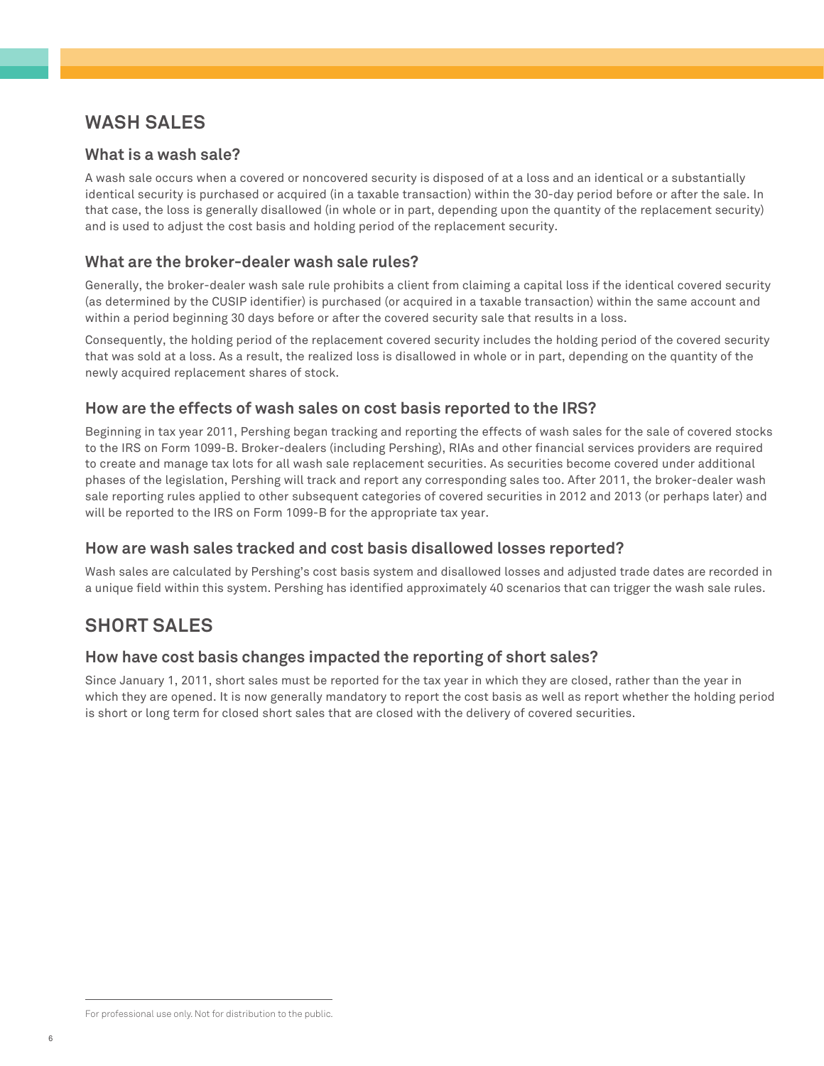## WASH SALES

### What is a wash sale?

A wash sale occurs when a covered or noncovered security is disposed of at a loss and an identical or a substantially identical security is purchased or acquired (in a taxable transaction) within the 30-day period before or after the sale. In that case, the loss is generally disallowed (in whole or in part, depending upon the quantity of the replacement security) and is used to adjust the cost basis and holding period of the replacement security.

### What are the broker-dealer wash sale rules?

Generally, the broker-dealer wash sale rule prohibits a client from claiming a capital loss if the identical covered security (as determined by the CUSIP identifier) is purchased (or acquired in a taxable transaction) within the same account and within a period beginning 30 days before or after the covered security sale that results in a loss.

Consequently, the holding period of the replacement covered security includes the holding period of the covered security that was sold at a loss. As a result, the realized loss is disallowed in whole or in part, depending on the quantity of the newly acquired replacement shares of stock.

### How are the effects of wash sales on cost basis reported to the IRS?

Beginning in tax year 2011, Pershing began tracking and reporting the effects of wash sales for the sale of covered stocks to the IRS on Form 1099-B. Broker-dealers (including Pershing), RIAs and other financial services providers are required to create and manage tax lots for all wash sale replacement securities. As securities become covered under additional phases of the legislation, Pershing will track and report any corresponding sales too. After 2011, the broker-dealer wash sale reporting rules applied to other subsequent categories of covered securities in 2012 and 2013 (or perhaps later) and will be reported to the IRS on Form 1099-B for the appropriate tax year.

### How are wash sales tracked and cost basis disallowed losses reported?

Wash sales are calculated by Pershing's cost basis system and disallowed losses and adjusted trade dates are recorded in a unique field within this system. Pershing has identified approximately 40 scenarios that can trigger the wash sale rules.

## SHORT SALES

### How have cost basis changes impacted the reporting of short sales?

Since January 1, 2011, short sales must be reported for the tax year in which they are closed, rather than the year in which they are opened. It is now generally mandatory to report the cost basis as well as report whether the holding period is short or long term for closed short sales that are closed with the delivery of covered securities.

For professional use only. Not for distribution to the public.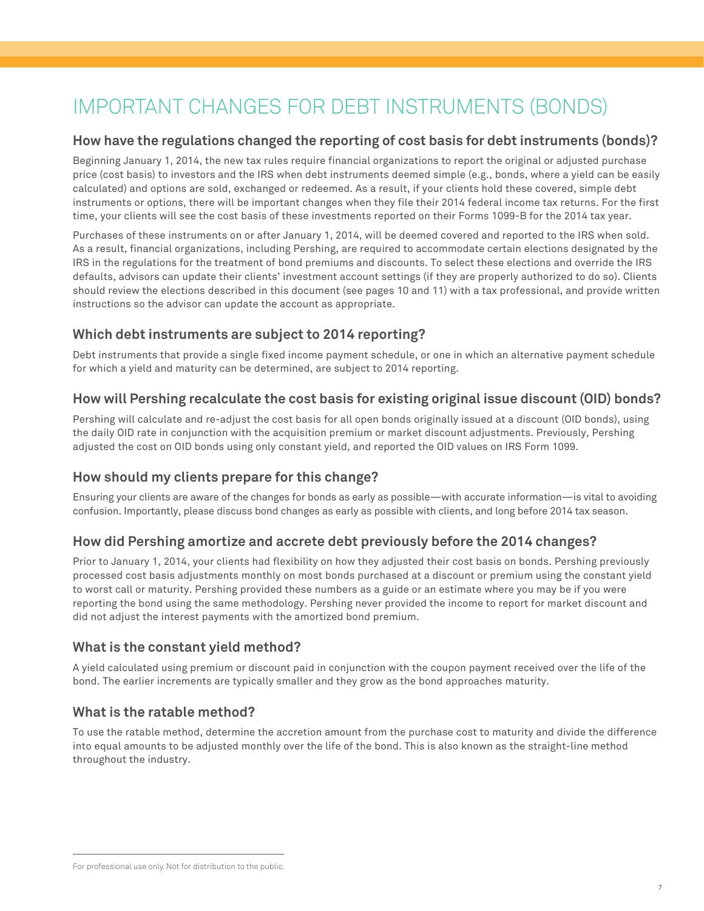# IMPORTANT CHANGES FOR DEBT INSTRUMENTS (BONDS)

## How have the regulations changed the reporting of cost basis for debt instruments (bonds)?

Beginning January 1, 2014, the new tax rules require financial organizations to report the original or adjusted purchase price (cost basis) to investors and the IRS when debt instruments deemed simple (e.g., bonds, where a yield can be easily calculated) and options are sold, exchanged or redeemed. As a result, if your clients hold these covered, simple debt instruments or options, there will be important changes when they file their 2014 federal income tax returns. For the first time, your clients will see the cost basis of these investments reported on their Forms 1099-B for the 2014 tax year.

Purchases of these instruments on or after January 1, 2014, will be deemed covered and reported to the IRS when sold. As a result, financial organizations, including Pershing, are required to accommodate certain elections designated by the IRS in the regulations for the treatment of bond premiums and discounts. To select these elections and override the IRS defaults, advisors can update their clients' investment account settings (if they are properly authorized to do so). Clients should review the elections described in this document (see pages 10 and 11) with a tax professional, and provide written instructions so the advisor can update the account as appropriate.

## Which debt instruments are subject to 2014 reporting?

Debt instruments that provide a single fixed income payment schedule, or one in which an alternative payment schedule for which a yield and maturity can be determined, are subject to 2014 reporting.

## How will Pershing recalculate the cost basis for existing original issue discount (OID) bonds?

Pershing will calculate and re-adjust the cost basis for all open bonds originally issued at a discount (OID bonds), using the daily OID rate in conjunction with the acquisition premium or market discount adjustments. Previously, Pershing adjusted the cost on OID bonds using only constant yield, and reported the OID values on IRS Form 1099.

## How should my clients prepare for this change?

Ensuring your clients are aware of the changes for bonds as early as possible—with accurate information—is vital to avoiding confusion. Importantly, please discuss bond changes as early as possible with clients, and long before 2014 tax season.

## How did Pershing amortize and accrete debt previously before the 2014 changes?

Prior to January 1, 2014, your clients had flexibility on how they adjusted their cost basis on bonds. Pershing previously processed cost basis adjustments monthly on most bonds purchased at a discount or premium using the constant yield to worst call or maturity. Pershing provided these numbers as a guide or an estimate where you may be if you were reporting the bond using the same methodology. Pershing never provided the income to report for market discount and did not adjust the interest payments with the amortized bond premium.

## What is the constant yield method?

A yield calculated using premium or discount paid in conjunction with the coupon payment received over the life of the bond. The earlier increments are typically smaller and they grow as the bond approaches maturity.

## What is the ratable method?

To use the ratable method, determine the accretion amount from the purchase cost to maturity and divide the difference into equal amounts to be adjusted monthly over the life of the bond. This is also known as the straight-line method throughout the industry.

For professional use only. Not for distribution to the public.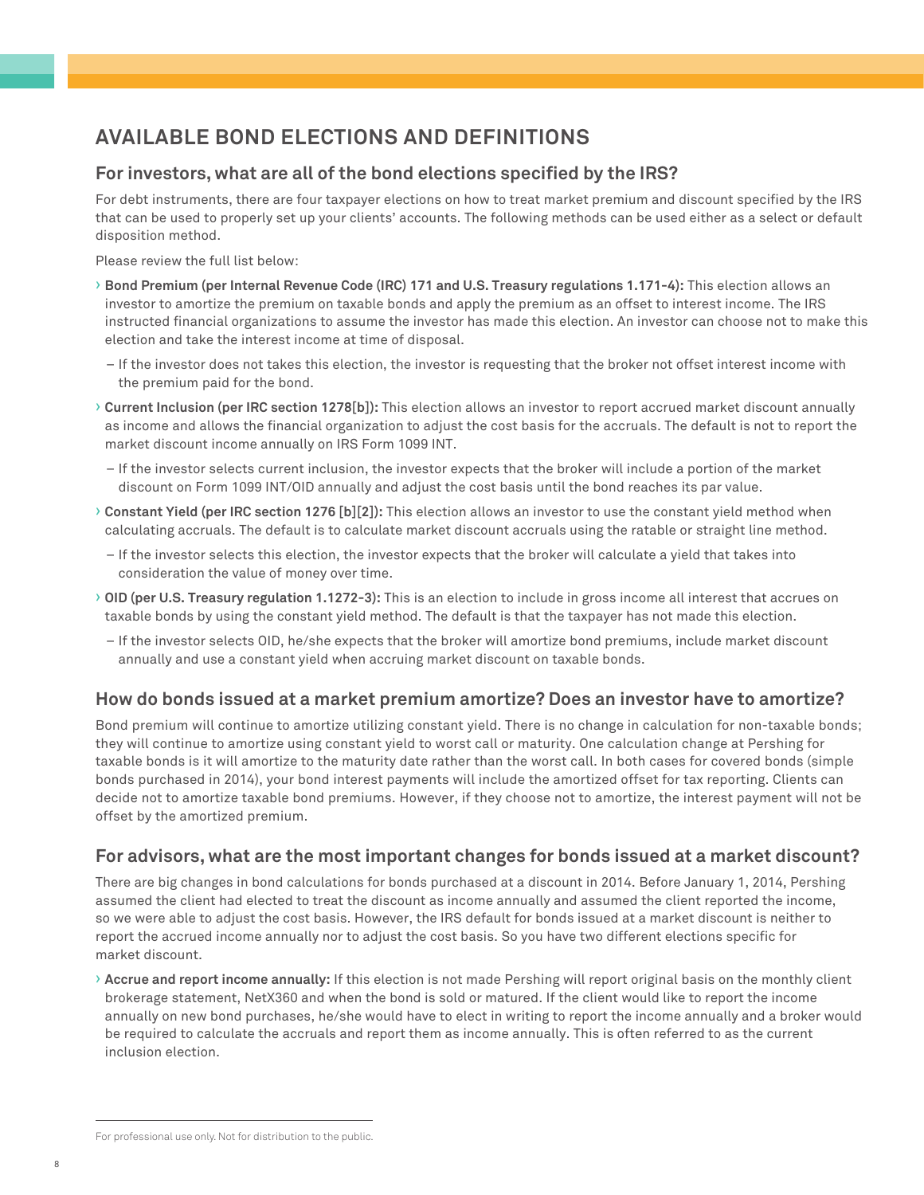# AVAILABLE BOND ELECTIONS AND DEFINITIONS

## For investors, what are all of the bond elections specified by the IRS?

For debt instruments, there are four taxpayer elections on how to treat market premium and discount specified by the IRS that can be used to properly set up your clients' accounts. The following methods can be used either as a select or default disposition method.

Please review the full list below:

- **Bond Premium (per Internal Revenue Code (IRC) 171 and U.S. Treasury regulations 1.171-4):** This election allows an investor to amortize the premium on taxable bonds and apply the premium as an offset to interest income. The IRS instructed financial organizations to assume the investor has made this election. An investor can choose not to make this election and take the interest income at time of disposal.
  - If the investor does not takes this election, the investor is requesting that the broker not offset interest income with the premium paid for the bond.
- **Current Inclusion (per IRC section 1278[b]):** This election allows an investor to report accrued market discount annually as income and allows the financial organization to adjust the cost basis for the accruals. The default is not to report the market discount income annually on IRS Form 1099 INT.
  - If the investor selects current inclusion, the investor expects that the broker will include a portion of the market discount on Form 1099 INT/OID annually and adjust the cost basis until the bond reaches its par value.
- **Constant Yield (per IRC section 1276 [b][2]):** This election allows an investor to use the constant yield method when calculating accruals. The default is to calculate market discount accruals using the ratable or straight line method.
  - If the investor selects this election, the investor expects that the broker will calculate a yield that takes into consideration the value of money over time.
- **OID (per U.S. Treasury regulation 1.1272-3):** This is an election to include in gross income all interest that accrues on taxable bonds by using the constant yield method. The default is that the taxpayer has not made this election.
  - If the investor selects OID, he/she expects that the broker will amortize bond premiums, include market discount annually and use a constant yield when accruing market discount on taxable bonds.

## How do bonds issued at a market premium amortize? Does an investor have to amortize?

Bond premium will continue to amortize utilizing constant yield. There is no change in calculation for non-taxable bonds; they will continue to amortize using constant yield to worst call or maturity. One calculation change at Pershing for taxable bonds is it will amortize to the maturity date rather than the worst call. In both cases for covered bonds (simple bonds purchased in 2014), your bond interest payments will include the amortized offset for tax reporting. Clients can decide not to amortize taxable bond premiums. However, if they choose not to amortize, the interest payment will not be offset by the amortized premium.

## For advisors, what are the most important changes for bonds issued at a market discount?

There are big changes in bond calculations for bonds purchased at a discount in 2014. Before January 1, 2014, Pershing assumed the client had elected to treat the discount as income annually and assumed the client reported the income, so we were able to adjust the cost basis. However, the IRS default for bonds issued at a market discount is neither to report the accrued income annually nor to adjust the cost basis. So you have two different elections specific for market discount.

- **Accrue and report income annually:** If this election is not made Pershing will report original basis on the monthly client brokerage statement, NetX360 and when the bond is sold or matured. If the client would like to report the income annually on new bond purchases, he/she would have to elect in writing to report the income annually and a broker would be required to calculate the accruals and report them as income annually. This is often referred to as the current inclusion election.

For professional use only. Not for distribution to the public.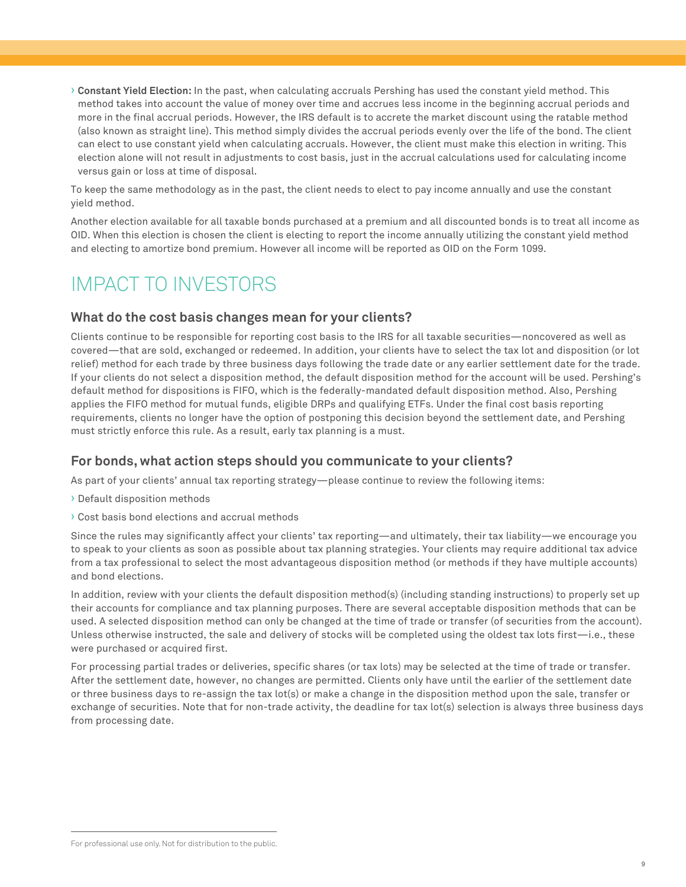- **Constant Yield Election:** In the past, when calculating accruals Pershing has used the constant yield method. This method takes into account the value of money over time and accrues less income in the beginning accrual periods and more in the final accrual periods. However, the IRS default is to accrete the market discount using the ratable method (also known as straight line). This method simply divides the accrual periods evenly over the life of the bond. The client can elect to use constant yield when calculating accruals. However, the client must make this election in writing. This election alone will not result in adjustments to cost basis, just in the accrual calculations used for calculating income versus gain or loss at time of disposal.

To keep the same methodology as in the past, the client needs to elect to pay income annually and use the constant yield method.

Another election available for all taxable bonds purchased at a premium and all discounted bonds is to treat all income as OID. When this election is chosen the client is electing to report the income annually utilizing the constant yield method and electing to amortize bond premium. However all income will be reported as OID on the Form 1099.

# IMPACT TO INVESTORS

## What do the cost basis changes mean for your clients?

Clients continue to be responsible for reporting cost basis to the IRS for all taxable securities—noncovered as well as covered—that are sold, exchanged or redeemed. In addition, your clients have to select the tax lot and disposition (or lot relief) method for each trade by three business days following the trade date or any earlier settlement date for the trade. If your clients do not select a disposition method, the default disposition method for the account will be used. Pershing's default method for dispositions is FIFO, which is the federally-mandated default disposition method. Also, Pershing applies the FIFO method for mutual funds, eligible DRPs and qualifying ETFs. Under the final cost basis reporting requirements, clients no longer have the option of postponing this decision beyond the settlement date, and Pershing must strictly enforce this rule. As a result, early tax planning is a must.

## For bonds, what action steps should you communicate to your clients?

As part of your clients' annual tax reporting strategy—please continue to review the following items:

- Default disposition methods
- Cost basis bond elections and accrual methods

Since the rules may significantly affect your clients' tax reporting—and ultimately, their tax liability—we encourage you to speak to your clients as soon as possible about tax planning strategies. Your clients may require additional tax advice from a tax professional to select the most advantageous disposition method (or methods if they have multiple accounts) and bond elections.

In addition, review with your clients the default disposition method(s) (including standing instructions) to properly set up their accounts for compliance and tax planning purposes. There are several acceptable disposition methods that can be used. A selected disposition method can only be changed at the time of trade or transfer (of securities from the account). Unless otherwise instructed, the sale and delivery of stocks will be completed using the oldest tax lots first—i.e., these were purchased or acquired first.

For processing partial trades or deliveries, specific shares (or tax lots) may be selected at the time of trade or transfer. After the settlement date, however, no changes are permitted. Clients only have until the earlier of the settlement date or three business days to re-assign the tax lot(s) or make a change in the disposition method upon the sale, transfer or exchange of securities. Note that for non-trade activity, the deadline for tax lot(s) selection is always three business days from processing date.

For professional use only. Not for distribution to the public.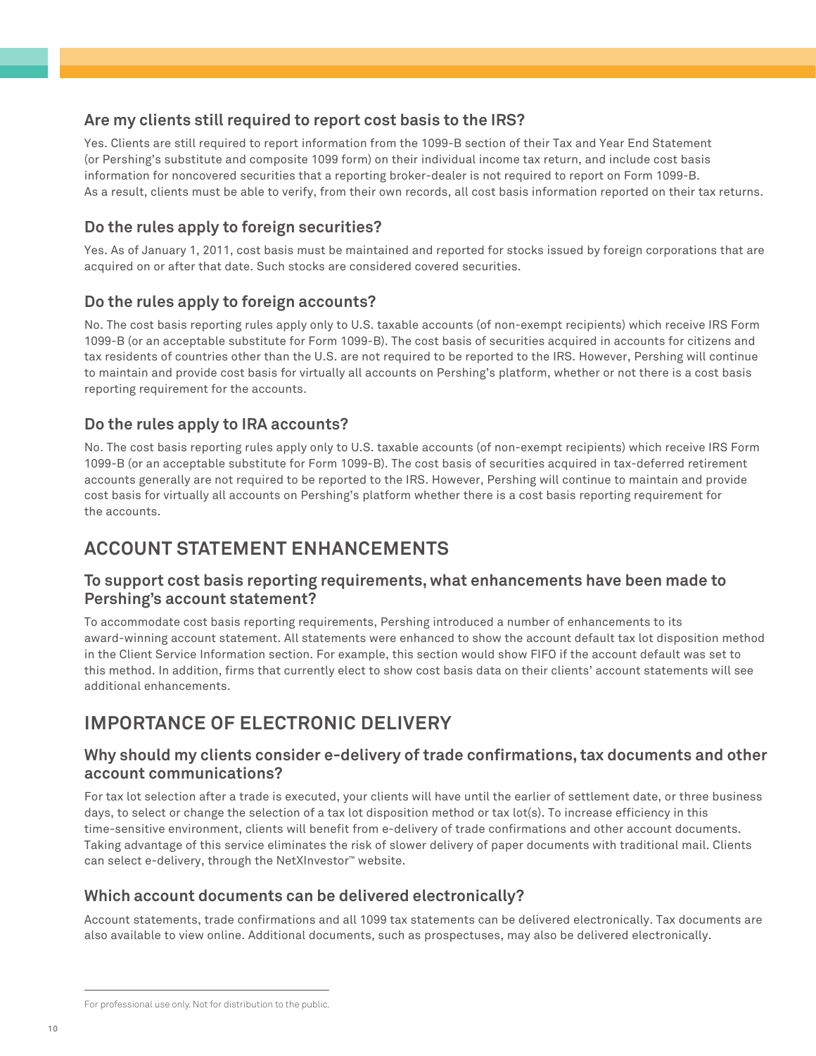### Are my clients still required to report cost basis to the IRS?

Yes. Clients are still required to report information from the 1099-B section of their Tax and Year End Statement (or Pershing's substitute and composite 1099 form) on their individual income tax return, and include cost basis information for noncovered securities that a reporting broker-dealer is not required to report on Form 1099-B. As a result, clients must be able to verify, from their own records, all cost basis information reported on their tax returns.

### Do the rules apply to foreign securities?

Yes. As of January 1, 2011, cost basis must be maintained and reported for stocks issued by foreign corporations that are acquired on or after that date. Such stocks are considered covered securities.

### Do the rules apply to foreign accounts?

No. The cost basis reporting rules apply only to U.S. taxable accounts (of non-exempt recipients) which receive IRS Form 1099-B (or an acceptable substitute for Form 1099-B). The cost basis of securities acquired in accounts for citizens and tax residents of countries other than the U.S. are not required to be reported to the IRS. However, Pershing will continue to maintain and provide cost basis for virtually all accounts on Pershing's platform, whether or not there is a cost basis reporting requirement for the accounts.

### Do the rules apply to IRA accounts?

No. The cost basis reporting rules apply only to U.S. taxable accounts (of non-exempt recipients) which receive IRS Form 1099-B (or an acceptable substitute for Form 1099-B). The cost basis of securities acquired in tax-deferred retirement accounts generally are not required to be reported to the IRS. However, Pershing will continue to maintain and provide cost basis for virtually all accounts on Pershing's platform whether there is a cost basis reporting requirement for the accounts.

## ACCOUNT STATEMENT ENHANCEMENTS

### To support cost basis reporting requirements, what enhancements have been made to Pershing's account statement?

To accommodate cost basis reporting requirements, Pershing introduced a number of enhancements to its award-winning account statement. All statements were enhanced to show the account default tax lot disposition method in the Client Service Information section. For example, this section would show FIFO if the account default was set to this method. In addition, firms that currently elect to show cost basis data on their clients' account statements will see additional enhancements.

## IMPORTANCE OF ELECTRONIC DELIVERY

### Why should my clients consider e-delivery of trade confirmations, tax documents and other account communications?

For tax lot selection after a trade is executed, your clients will have until the earlier of settlement date, or three business days, to select or change the selection of a tax lot disposition method or tax lot(s). To increase efficiency in this time-sensitive environment, clients will benefit from e-delivery of trade confirmations and other account documents. Taking advantage of this service eliminates the risk of slower delivery of paper documents with traditional mail. Clients can select e-delivery, through the NetXInvestor™ website.

### Which account documents can be delivered electronically?

Account statements, trade confirmations and all 1099 tax statements can be delivered electronically. Tax documents are also available to view online. Additional documents, such as prospectuses, may also be delivered electronically.

For professional use only. Not for distribution to the public.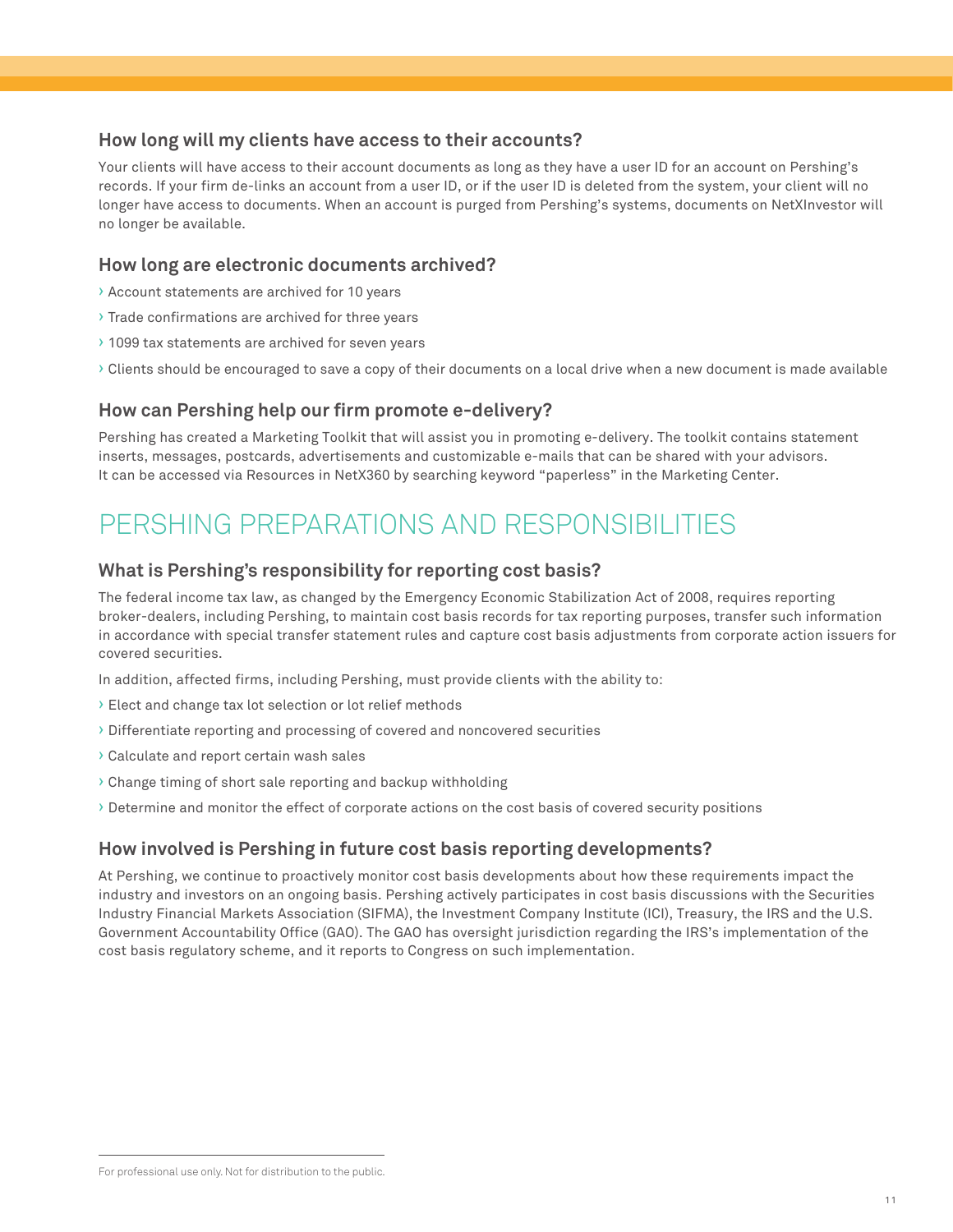### How long will my clients have access to their accounts?

Your clients will have access to their account documents as long as they have a user ID for an account on Pershing's records. If your firm de-links an account from a user ID, or if the user ID is deleted from the system, your client will no longer have access to documents. When an account is purged from Pershing's systems, documents on NetXInvestor will no longer be available.

### How long are electronic documents archived?

- Account statements are archived for 10 years
- Trade confirmations are archived for three years
- 1099 tax statements are archived for seven years
- Clients should be encouraged to save a copy of their documents on a local drive when a new document is made available

### How can Pershing help our firm promote e-delivery?

Pershing has created a Marketing Toolkit that will assist you in promoting e-delivery. The toolkit contains statement inserts, messages, postcards, advertisements and customizable e-mails that can be shared with your advisors. It can be accessed via Resources in NetX360 by searching keyword "paperless" in the Marketing Center.

## PERSHING PREPARATIONS AND RESPONSIBILITIES

### What is Pershing's responsibility for reporting cost basis?

The federal income tax law, as changed by the Emergency Economic Stabilization Act of 2008, requires reporting broker-dealers, including Pershing, to maintain cost basis records for tax reporting purposes, transfer such information in accordance with special transfer statement rules and capture cost basis adjustments from corporate action issuers for covered securities.

In addition, affected firms, including Pershing, must provide clients with the ability to:

- Elect and change tax lot selection or lot relief methods
- Differentiate reporting and processing of covered and noncovered securities
- Calculate and report certain wash sales
- Change timing of short sale reporting and backup withholding
- Determine and monitor the effect of corporate actions on the cost basis of covered security positions

### How involved is Pershing in future cost basis reporting developments?

At Pershing, we continue to proactively monitor cost basis developments about how these requirements impact the industry and investors on an ongoing basis. Pershing actively participates in cost basis discussions with the Securities Industry Financial Markets Association (SIFMA), the Investment Company Institute (ICI), Treasury, the IRS and the U.S. Government Accountability Office (GAO). The GAO has oversight jurisdiction regarding the IRS's implementation of the cost basis regulatory scheme, and it reports to Congress on such implementation.

For professional use only. Not for distribution to the public.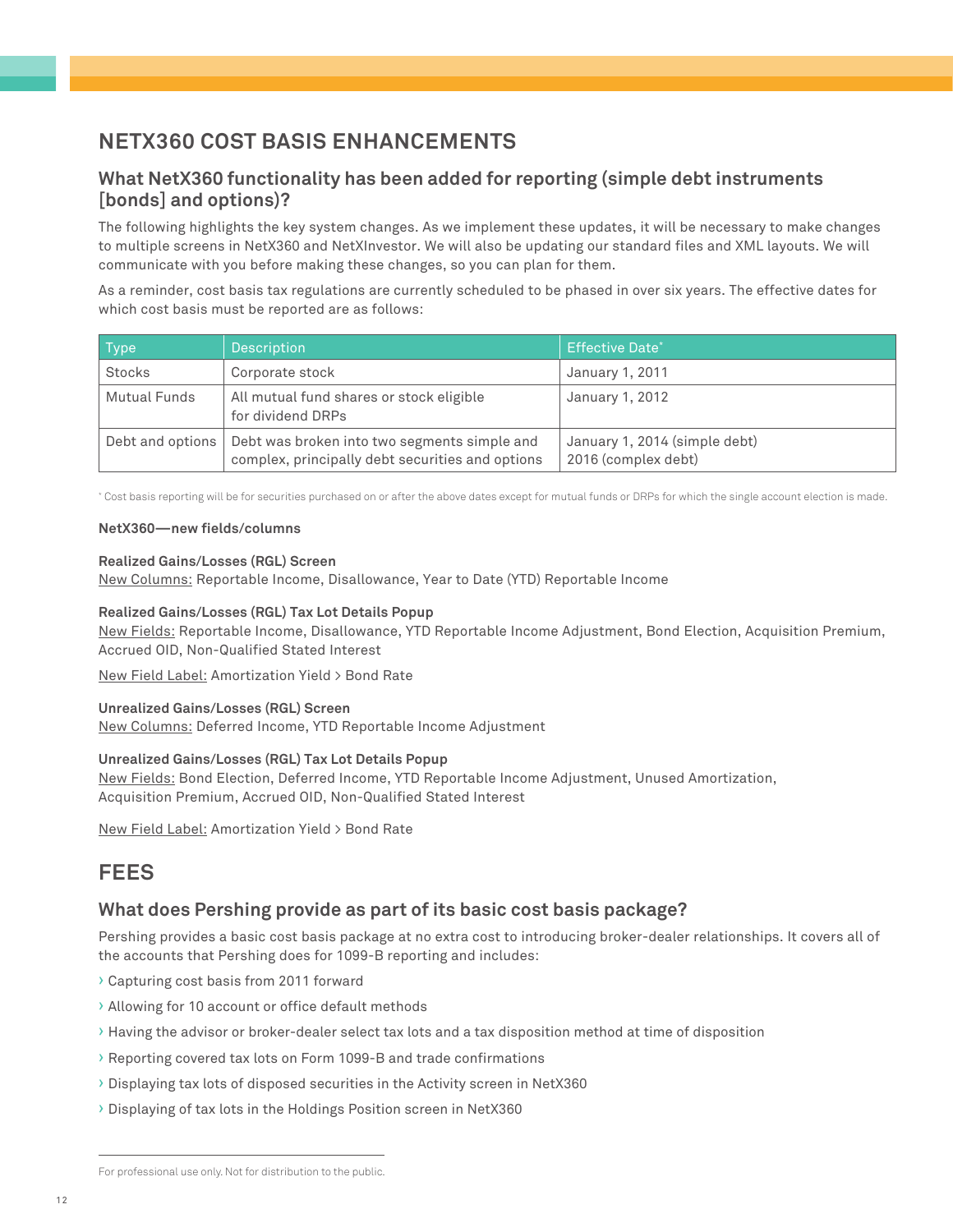## NETX360 COST BASIS ENHANCEMENTS

### What NetX360 functionality has been added for reporting (simple debt instruments [bonds] and options)?

The following highlights the key system changes. As we implement these updates, it will be necessary to make changes to multiple screens in NetX360 and NetXInvestor. We will also be updating our standard files and XML layouts. We will communicate with you before making these changes, so you can plan for them.

As a reminder, cost basis tax regulations are currently scheduled to be phased in over six years. The effective dates for which cost basis must be reported are as follows:

| Type | Description | Effective Date* |
|---|---|---|
| Stocks | Corporate stock | January 1, 2011 |
| Mutual Funds | All mutual fund shares or stock eligible for dividend DRPs | January 1, 2012 |
| Debt and options | Debt was broken into two segments simple and complex, principally debt securities and options | January 1, 2014 (simple debt)<br>2016 (complex debt) |

* Cost basis reporting will be for securities purchased on or after the above dates except for mutual funds or DRPs for which the single account election is made.

**NetX360—new fields/columns**

**Realized Gains/Losses (RGL) Screen**
New Columns: Reportable Income, Disallowance, Year to Date (YTD) Reportable Income

**Realized Gains/Losses (RGL) Tax Lot Details Popup**
New Fields: Reportable Income, Disallowance, YTD Reportable Income Adjustment, Bond Election, Acquisition Premium, Accrued OID, Non-Qualified Stated Interest

New Field Label: Amortization Yield > Bond Rate

**Unrealized Gains/Losses (RGL) Screen**
New Columns: Deferred Income, YTD Reportable Income Adjustment

**Unrealized Gains/Losses (RGL) Tax Lot Details Popup**
New Fields: Bond Election, Deferred Income, YTD Reportable Income Adjustment, Unused Amortization, Acquisition Premium, Accrued OID, Non-Qualified Stated Interest

New Field Label: Amortization Yield > Bond Rate

## FEES

### What does Pershing provide as part of its basic cost basis package?

Pershing provides a basic cost basis package at no extra cost to introducing broker-dealer relationships. It covers all of the accounts that Pershing does for 1099-B reporting and includes:

- Capturing cost basis from 2011 forward
- Allowing for 10 account or office default methods
- Having the advisor or broker-dealer select tax lots and a tax disposition method at time of disposition
- Reporting covered tax lots on Form 1099-B and trade confirmations
- Displaying tax lots of disposed securities in the Activity screen in NetX360
- Displaying of tax lots in the Holdings Position screen in NetX360

For professional use only. Not for distribution to the public.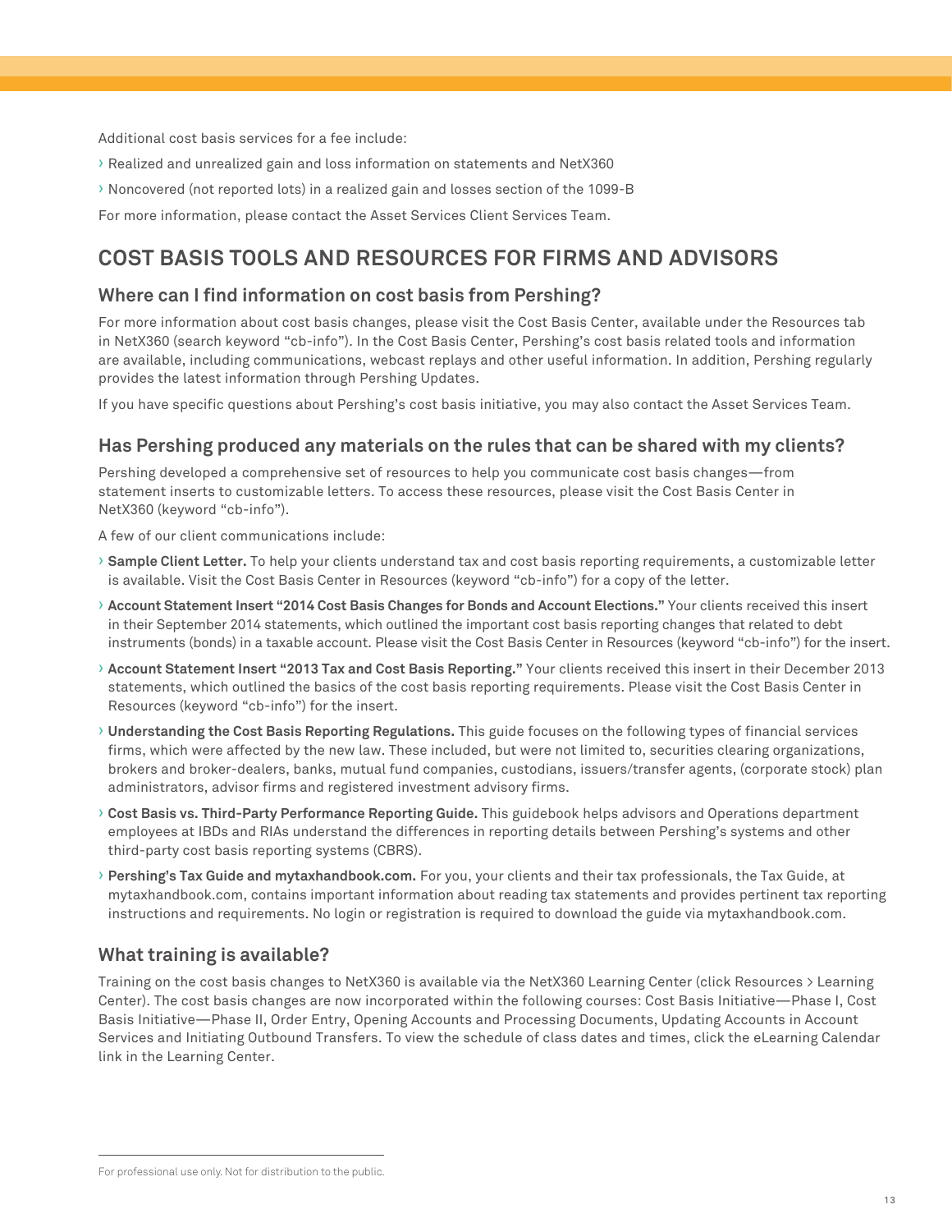Additional cost basis services for a fee include:

- Realized and unrealized gain and loss information on statements and NetX360
- Noncovered (not reported lots) in a realized gain and losses section of the 1099-B

For more information, please contact the Asset Services Client Services Team.

## COST BASIS TOOLS AND RESOURCES FOR FIRMS AND ADVISORS

### Where can I find information on cost basis from Pershing?

For more information about cost basis changes, please visit the Cost Basis Center, available under the Resources tab in NetX360 (search keyword "cb-info"). In the Cost Basis Center, Pershing's cost basis related tools and information are available, including communications, webcast replays and other useful information. In addition, Pershing regularly provides the latest information through Pershing Updates.

If you have specific questions about Pershing's cost basis initiative, you may also contact the Asset Services Team.

### Has Pershing produced any materials on the rules that can be shared with my clients?

Pershing developed a comprehensive set of resources to help you communicate cost basis changes—from statement inserts to customizable letters. To access these resources, please visit the Cost Basis Center in NetX360 (keyword "cb-info").

A few of our client communications include:

- **Sample Client Letter.** To help your clients understand tax and cost basis reporting requirements, a customizable letter is available. Visit the Cost Basis Center in Resources (keyword "cb-info") for a copy of the letter.
- **Account Statement Insert "2014 Cost Basis Changes for Bonds and Account Elections."** Your clients received this insert in their September 2014 statements, which outlined the important cost basis reporting changes that related to debt instruments (bonds) in a taxable account. Please visit the Cost Basis Center in Resources (keyword "cb-info") for the insert.
- **Account Statement Insert "2013 Tax and Cost Basis Reporting."** Your clients received this insert in their December 2013 statements, which outlined the basics of the cost basis reporting requirements. Please visit the Cost Basis Center in Resources (keyword "cb-info") for the insert.
- **Understanding the Cost Basis Reporting Regulations.** This guide focuses on the following types of financial services firms, which were affected by the new law. These included, but were not limited to, securities clearing organizations, brokers and broker-dealers, banks, mutual fund companies, custodians, issuers/transfer agents, (corporate stock) plan administrators, advisor firms and registered investment advisory firms.
- **Cost Basis vs. Third-Party Performance Reporting Guide.** This guidebook helps advisors and Operations department employees at IBDs and RIAs understand the differences in reporting details between Pershing's systems and other third-party cost basis reporting systems (CBRS).
- **Pershing's Tax Guide and mytaxhandbook.com.** For you, your clients and their tax professionals, the Tax Guide, at mytaxhandbook.com, contains important information about reading tax statements and provides pertinent tax reporting instructions and requirements. No login or registration is required to download the guide via mytaxhandbook.com.

### What training is available?

Training on the cost basis changes to NetX360 is available via the NetX360 Learning Center (click Resources > Learning Center). The cost basis changes are now incorporated within the following courses: Cost Basis Initiative—Phase I, Cost Basis Initiative—Phase II, Order Entry, Opening Accounts and Processing Documents, Updating Accounts in Account Services and Initiating Outbound Transfers. To view the schedule of class dates and times, click the eLearning Calendar link in the Learning Center.

For professional use only. Not for distribution to the public.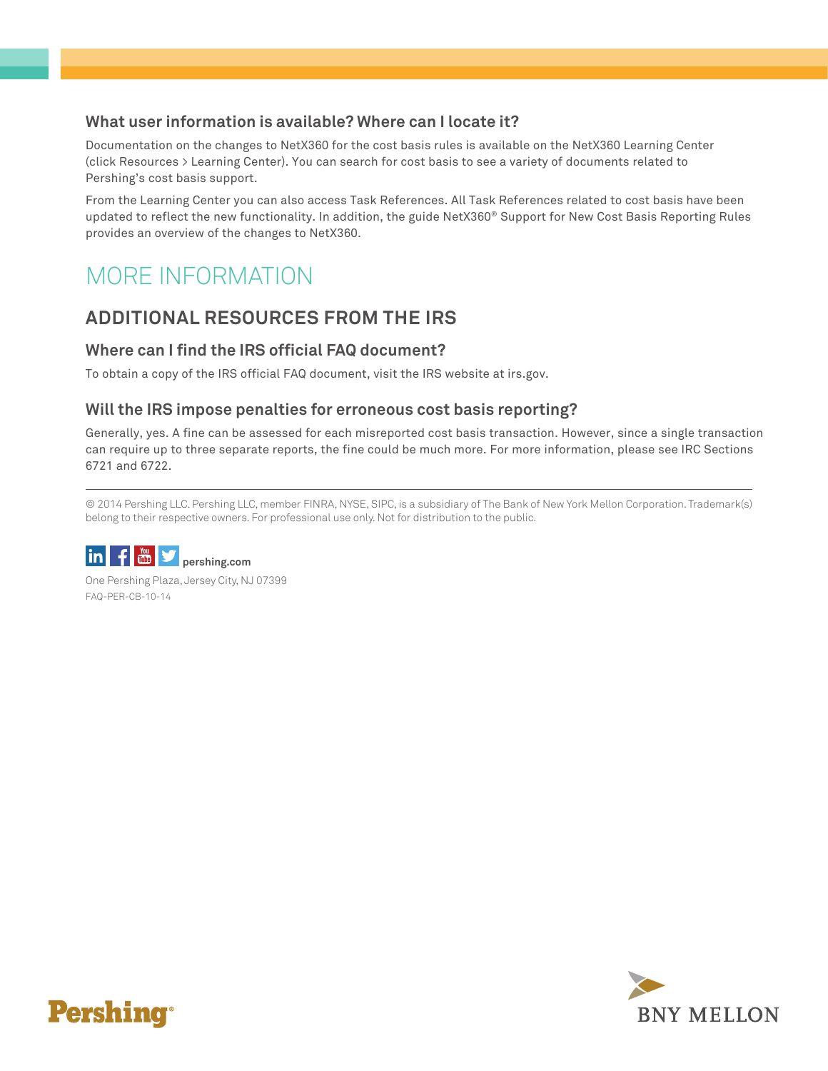### What user information is available? Where can I locate it?

Documentation on the changes to NetX360 for the cost basis rules is available on the NetX360 Learning Center (click Resources > Learning Center). You can search for cost basis to see a variety of documents related to Pershing's cost basis support.

From the Learning Center you can also access Task References. All Task References related to cost basis have been updated to reflect the new functionality. In addition, the guide NetX360® Support for New Cost Basis Reporting Rules provides an overview of the changes to NetX360.

# MORE INFORMATION

## ADDITIONAL RESOURCES FROM THE IRS

### Where can I find the IRS official FAQ document?

To obtain a copy of the IRS official FAQ document, visit the IRS website at irs.gov.

### Will the IRS impose penalties for erroneous cost basis reporting?

Generally, yes. A fine can be assessed for each misreported cost basis transaction. However, since a single transaction can require up to three separate reports, the fine could be much more. For more information, please see IRC Sections 6721 and 6722.

---

© 2014 Pershing LLC. Pershing LLC, member FINRA, NYSE, SIPC, is a subsidiary of The Bank of New York Mellon Corporation. Trademark(s) belong to their respective owners. For professional use only. Not for distribution to the public.

**pershing.com**

One Pershing Plaza, Jersey City, NJ 07399

FAQ-PER-CB-10-14

Pershing®

BNY MELLON